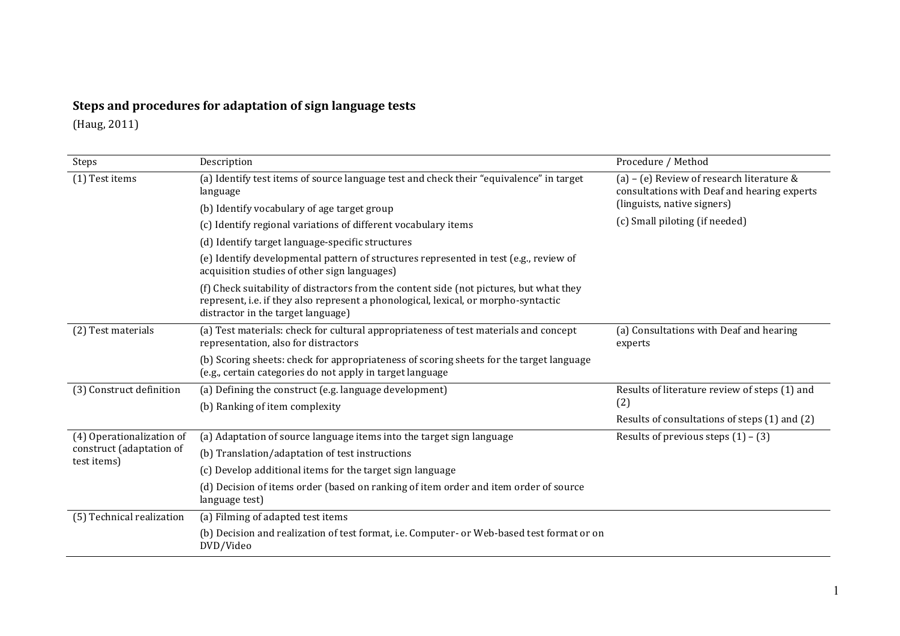**Steps and procedures for adaptation of sign language tests**

(Haug, 2011)

| Steps | Description | Procedure / Method |
|---|---|---|
| (1) Test items | (a) Identify test items of source language test and check their "equivalence" in target language | (a) – (e) Review of research literature & consultations with Deaf and hearing experts (linguists, native signers) |
| | (b) Identify vocabulary of age target group | |
| | (c) Identify regional variations of different vocabulary items | (c) Small piloting (if needed) |
| | (d) Identify target language-specific structures | |
| | (e) Identify developmental pattern of structures represented in test (e.g., review of acquisition studies of other sign languages) | |
| | (f) Check suitability of distractors from the content side (not pictures, but what they represent, i.e. if they also represent a phonological, lexical, or morpho-syntactic distractor in the target language) | |
| (2) Test materials | (a) Test materials: check for cultural appropriateness of test materials and concept representation, also for distractors | (a) Consultations with Deaf and hearing experts |
| | (b) Scoring sheets: check for appropriateness of scoring sheets for the target language (e.g., certain categories do not apply in target language | |
| (3) Construct definition | (a) Defining the construct (e.g. language development) | Results of literature review of steps (1) and (2) |
| | (b) Ranking of item complexity | Results of consultations of steps (1) and (2) |
| (4) Operationalization of construct (adaptation of test items) | (a) Adaptation of source language items into the target sign language | Results of previous steps (1) – (3) |
| | (b) Translation/adaptation of test instructions | |
| | (c) Develop additional items for the target sign language | |
| | (d) Decision of items order (based on ranking of item order and item order of source language test) | |
| (5) Technical realization | (a) Filming of adapted test items | |
| | (b) Decision and realization of test format, i.e. Computer- or Web-based test format or on DVD/Video | |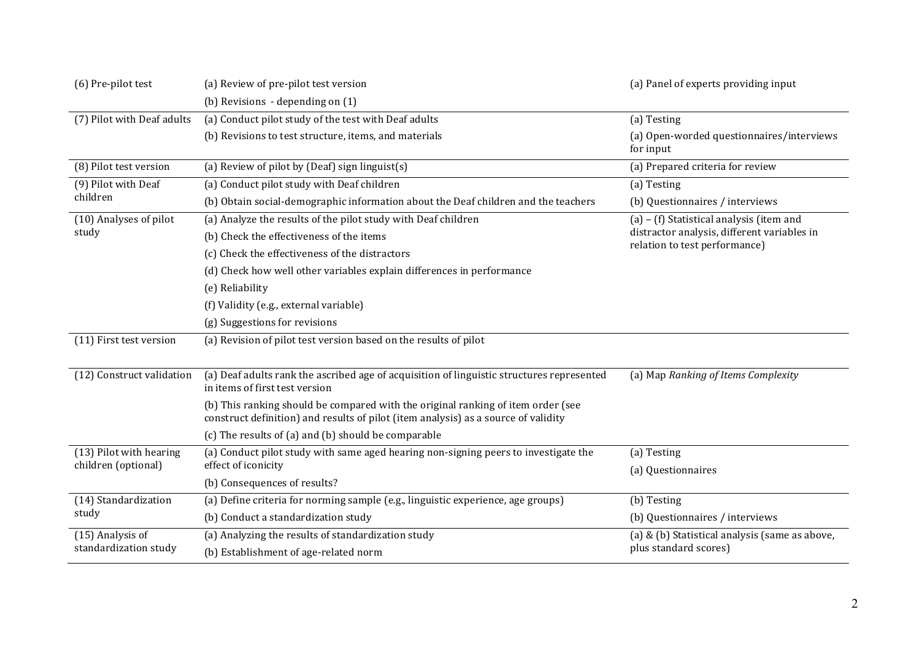| | | |
|---|---|---|
| (6) Pre-pilot test | (a) Review of pre-pilot test version | (a) Panel of experts providing input |
| | (b) Revisions - depending on (1) | |
| (7) Pilot with Deaf adults | (a) Conduct pilot study of the test with Deaf adults | (a) Testing |
| | (b) Revisions to test structure, items, and materials | (a) Open-worded questionnaires/interviews for input |
| (8) Pilot test version | (a) Review of pilot by (Deaf) sign linguist(s) | (a) Prepared criteria for review |
| (9) Pilot with Deaf children | (a) Conduct pilot study with Deaf children | (a) Testing |
| | (b) Obtain social-demographic information about the Deaf children and the teachers | (b) Questionnaires / interviews |
| (10) Analyses of pilot study | (a) Analyze the results of the pilot study with Deaf children | (a) – (f) Statistical analysis (item and distractor analysis, different variables in relation to test performance) |
| | (b) Check the effectiveness of the items | |
| | (c) Check the effectiveness of the distractors | |
| | (d) Check how well other variables explain differences in performance | |
| | (e) Reliability | |
| | (f) Validity (e.g., external variable) | |
| | (g) Suggestions for revisions | |
| (11) First test version | (a) Revision of pilot test version based on the results of pilot | |
| (12) Construct validation | (a) Deaf adults rank the ascribed age of acquisition of linguistic structures represented in items of first test version | (a) Map *Ranking of Items Complexity* |
| | (b) This ranking should be compared with the original ranking of item order (see construct definition) and results of pilot (item analysis) as a source of validity | |
| | (c) The results of (a) and (b) should be comparable | |
| (13) Pilot with hearing children (optional) | (a) Conduct pilot study with same aged hearing non-signing peers to investigate the effect of iconicity | (a) Testing |
| | (b) Consequences of results? | (a) Questionnaires |
| (14) Standardization study | (a) Define criteria for norming sample (e.g., linguistic experience, age groups) | (b) Testing |
| | (b) Conduct a standardization study | (b) Questionnaires / interviews |
| (15) Analysis of standardization study | (a) Analyzing the results of standardization study | (a) & (b) Statistical analysis (same as above, plus standard scores) |
| | (b) Establishment of age-related norm | |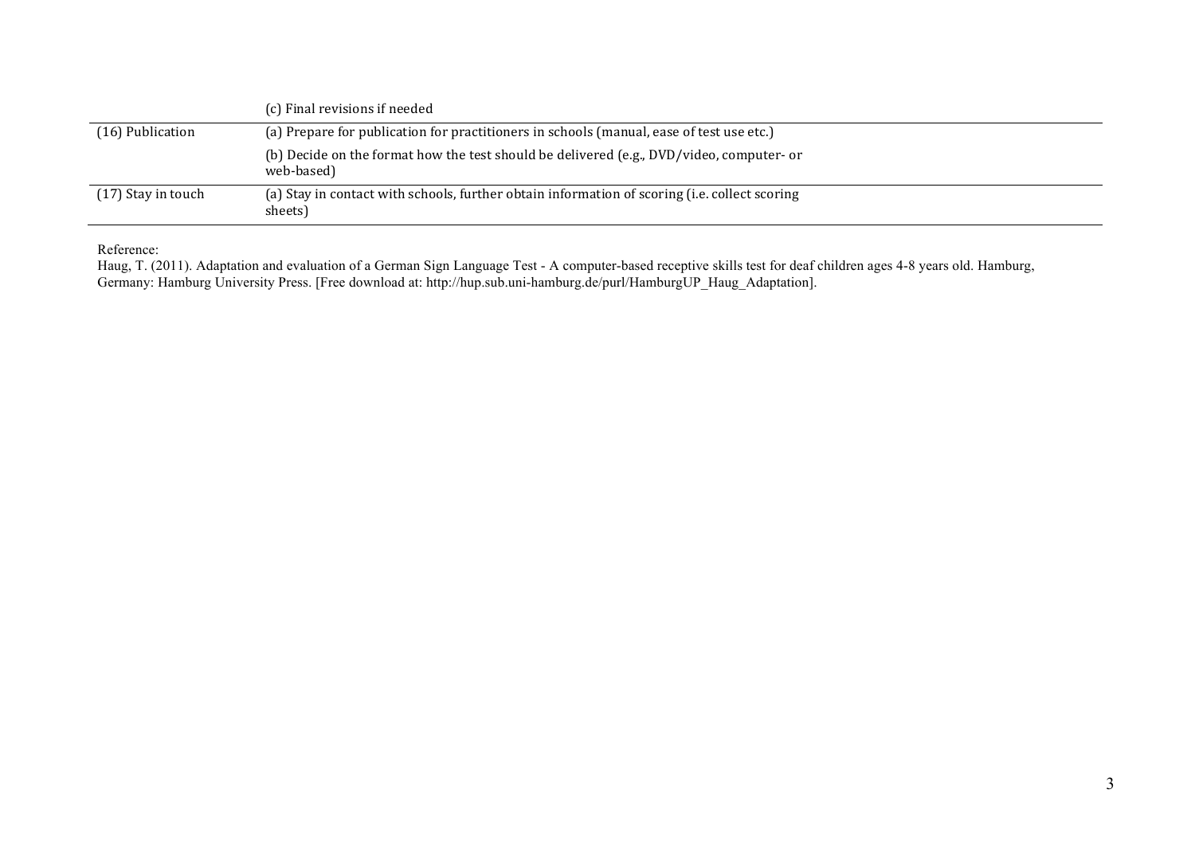| | |
|---|---|
| | (c) Final revisions if needed |
| (16) Publication | (a) Prepare for publication for practitioners in schools (manual, ease of test use etc.) |
| | (b) Decide on the format how the test should be delivered (e.g., DVD/video, computer- or web-based) |
| (17) Stay in touch | (a) Stay in contact with schools, further obtain information of scoring (i.e. collect scoring sheets) |

Reference:
Haug, T. (2011). Adaptation and evaluation of a German Sign Language Test - A computer-based receptive skills test for deaf children ages 4-8 years old. Hamburg, Germany: Hamburg University Press. [Free download at: http://hup.sub.uni-hamburg.de/purl/HamburgUP_Haug_Adaptation].